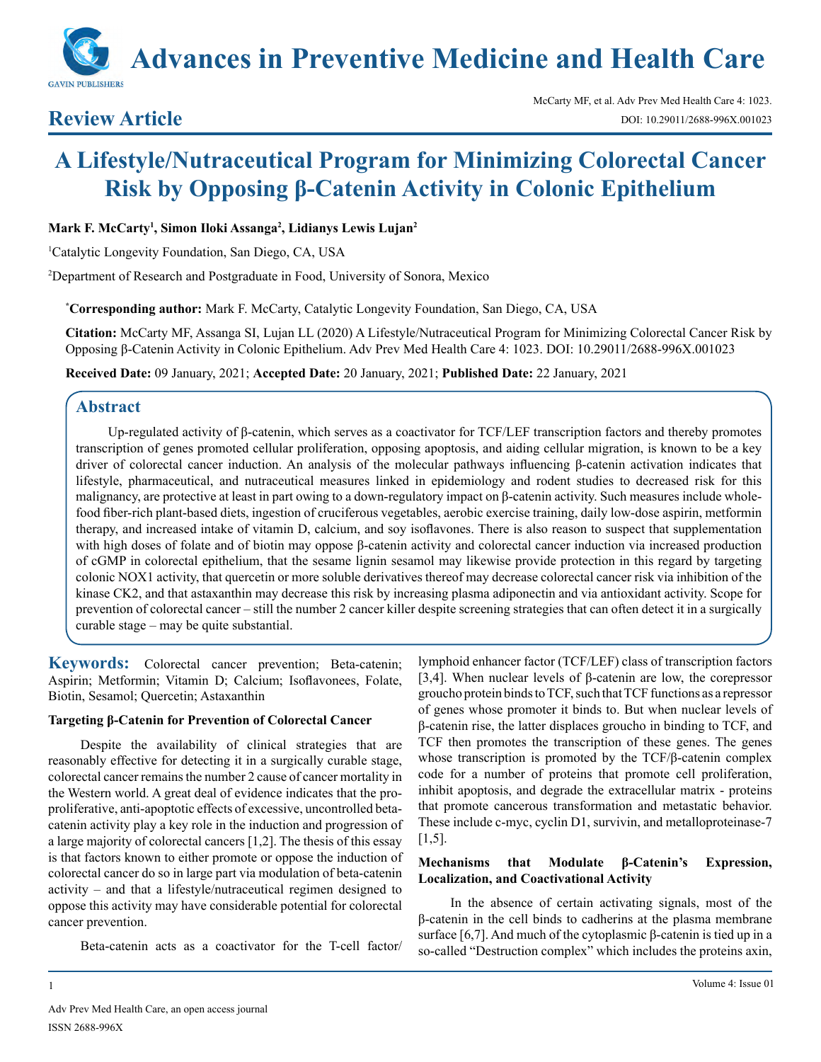# Advances in Preventive Medicine and Health Care

## Review Article

McCarty MF, et al. Adv Prev Med Health Care 4: 1023.
DOI: 10.29011/2688-996X.001023

# A Lifestyle/Nutraceutical Program for Minimizing Colorectal Cancer Risk by Opposing β-Catenin Activity in Colonic Epithelium

**Mark F. McCarty[1], Simon Iloki Assanga[2], Lidianys Lewis Lujan[2]**

[1]Catalytic Longevity Foundation, San Diego, CA, USA

[2]Department of Research and Postgraduate in Food, University of Sonora, Mexico

***Corresponding author:** Mark F. McCarty, Catalytic Longevity Foundation, San Diego, CA, USA

**Citation:** McCarty MF, Assanga SI, Lujan LL (2020) A Lifestyle/Nutraceutical Program for Minimizing Colorectal Cancer Risk by Opposing β-Catenin Activity in Colonic Epithelium. Adv Prev Med Health Care 4: 1023. DOI: 10.29011/2688-996X.001023

**Received Date:** 09 January, 2021; **Accepted Date:** 20 January, 2021; **Published Date:** 22 January, 2021

## Abstract

Up-regulated activity of β-catenin, which serves as a coactivator for TCF/LEF transcription factors and thereby promotes transcription of genes promoted cellular proliferation, opposing apoptosis, and aiding cellular migration, is known to be a key driver of colorectal cancer induction. An analysis of the molecular pathways influencing β-catenin activation indicates that lifestyle, pharmaceutical, and nutraceutical measures linked in epidemiology and rodent studies to decreased risk for this malignancy, are protective at least in part owing to a down-regulatory impact on β-catenin activity. Such measures include whole-food fiber-rich plant-based diets, ingestion of cruciferous vegetables, aerobic exercise training, daily low-dose aspirin, metformin therapy, and increased intake of vitamin D, calcium, and soy isoflavones. There is also reason to suspect that supplementation with high doses of folate and of biotin may oppose β-catenin activity and colorectal cancer induction via increased production of cGMP in colorectal epithelium, that the sesame lignin sesamol may likewise provide protection in this regard by targeting colonic NOX1 activity, that quercetin or more soluble derivatives thereof may decrease colorectal cancer risk via inhibition of the kinase CK2, and that astaxanthin may decrease this risk by increasing plasma adiponectin and via antioxidant activity. Scope for prevention of colorectal cancer – still the number 2 cancer killer despite screening strategies that can often detect it in a surgically curable stage – may be quite substantial.

**Keywords:** Colorectal cancer prevention; Beta-catenin; Aspirin; Metformin; Vitamin D; Calcium; Isoflavonees, Folate, Biotin, Sesamol; Quercetin; Astaxanthin

### Targeting β-Catenin for Prevention of Colorectal Cancer

Despite the availability of clinical strategies that are reasonably effective for detecting it in a surgically curable stage, colorectal cancer remains the number 2 cause of cancer mortality in the Western world. A great deal of evidence indicates that the pro-proliferative, anti-apoptotic effects of excessive, uncontrolled beta-catenin activity play a key role in the induction and progression of a large majority of colorectal cancers [1,2]. The thesis of this essay is that factors known to either promote or oppose the induction of colorectal cancer do so in large part via modulation of beta-catenin activity – and that a lifestyle/nutraceutical regimen designed to oppose this activity may have considerable potential for colorectal cancer prevention.

Beta-catenin acts as a coactivator for the T-cell factor/lymphoid enhancer factor (TCF/LEF) class of transcription factors [3,4]. When nuclear levels of β-catenin are low, the corepressor groucho protein binds to TCF, such that TCF functions as a repressor of genes whose promoter it binds to. But when nuclear levels of β-catenin rise, the latter displaces groucho in binding to TCF, and TCF then promotes the transcription of these genes. The genes whose transcription is promoted by the TCF/β-catenin complex code for a number of proteins that promote cell proliferation, inhibit apoptosis, and degrade the extracellular matrix - proteins that promote cancerous transformation and metastatic behavior. These include c-myc, cyclin D1, survivin, and metalloproteinase-7 [1,5].

### Mechanisms that Modulate β-Catenin's Expression, Localization, and Coactivational Activity

In the absence of certain activating signals, most of the β-catenin in the cell binds to cadherins at the plasma membrane surface [6,7]. And much of the cytoplasmic β-catenin is tied up in a so-called "Destruction complex" which includes the proteins axin,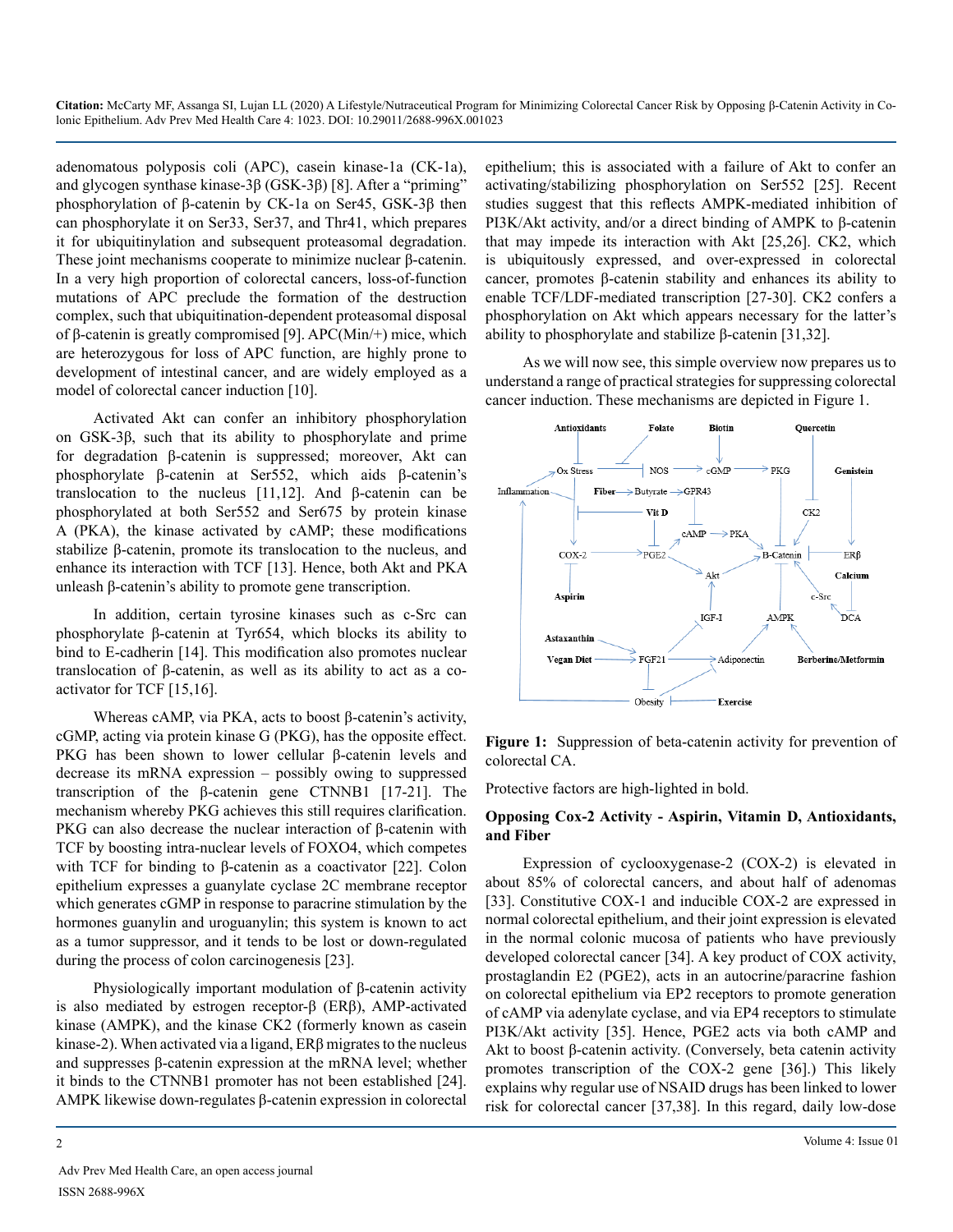adenomatous polyposis coli (APC), casein kinase-1a (CK-1a), and glycogen synthase kinase-3β (GSK-3β) [8]. After a "priming" phosphorylation of β-catenin by CK-1a on Ser45, GSK-3β then can phosphorylate it on Ser33, Ser37, and Thr41, which prepares it for ubiquitinylation and subsequent proteasomal degradation. These joint mechanisms cooperate to minimize nuclear β-catenin. In a very high proportion of colorectal cancers, loss-of-function mutations of APC preclude the formation of the destruction complex, such that ubiquitination-dependent proteasomal disposal of β-catenin is greatly compromised [9]. APC(Min/+) mice, which are heterozygous for loss of APC function, are highly prone to development of intestinal cancer, and are widely employed as a model of colorectal cancer induction [10].

Activated Akt can confer an inhibitory phosphorylation on GSK-3β, such that its ability to phosphorylate and prime for degradation β-catenin is suppressed; moreover, Akt can phosphorylate β-catenin at Ser552, which aids β-catenin's translocation to the nucleus [11,12]. And β-catenin can be phosphorylated at both Ser552 and Ser675 by protein kinase A (PKA), the kinase activated by cAMP; these modifications stabilize β-catenin, promote its translocation to the nucleus, and enhance its interaction with TCF [13]. Hence, both Akt and PKA unleash β-catenin's ability to promote gene transcription.

In addition, certain tyrosine kinases such as c-Src can phosphorylate β-catenin at Tyr654, which blocks its ability to bind to E-cadherin [14]. This modification also promotes nuclear translocation of β-catenin, as well as its ability to act as a co-activator for TCF [15,16].

Whereas cAMP, via PKA, acts to boost β-catenin's activity, cGMP, acting via protein kinase G (PKG), has the opposite effect. PKG has been shown to lower cellular β-catenin levels and decrease its mRNA expression – possibly owing to suppressed transcription of the β-catenin gene CTNNB1 [17-21]. The mechanism whereby PKG achieves this still requires clarification. PKG can also decrease the nuclear interaction of β-catenin with TCF by boosting intra-nuclear levels of FOXO4, which competes with TCF for binding to β-catenin as a coactivator [22]. Colon epithelium expresses a guanylate cyclase 2C membrane receptor which generates cGMP in response to paracrine stimulation by the hormones guanylin and uroguanylin; this system is known to act as a tumor suppressor, and it tends to be lost or down-regulated during the process of colon carcinogenesis [23].

Physiologically important modulation of β-catenin activity is also mediated by estrogen receptor-β (ERβ), AMP-activated kinase (AMPK), and the kinase CK2 (formerly known as casein kinase-2). When activated via a ligand, ERβ migrates to the nucleus and suppresses β-catenin expression at the mRNA level; whether it binds to the CTNNB1 promoter has not been established [24]. AMPK likewise down-regulates β-catenin expression in colorectal epithelium; this is associated with a failure of Akt to confer an activating/stabilizing phosphorylation on Ser552 [25]. Recent studies suggest that this reflects AMPK-mediated inhibition of PI3K/Akt activity, and/or a direct binding of AMPK to β-catenin that may impede its interaction with Akt [25,26]. CK2, which is ubiquitously expressed, and over-expressed in colorectal cancer, promotes β-catenin stability and enhances its ability to enable TCF/LDF-mediated transcription [27-30]. CK2 confers a phosphorylation on Akt which appears necessary for the latter's ability to phosphorylate and stabilize β-catenin [31,32].

As we will now see, this simple overview now prepares us to understand a range of practical strategies for suppressing colorectal cancer induction. These mechanisms are depicted in Figure 1.

**Figure 1:** Suppression of beta-catenin activity for prevention of colorectal CA.

Protective factors are high-lighted in bold.

## Opposing Cox-2 Activity - Aspirin, Vitamin D, Antioxidants, and Fiber

Expression of cyclooxygenase-2 (COX-2) is elevated in about 85% of colorectal cancers, and about half of adenomas [33]. Constitutive COX-1 and inducible COX-2 are expressed in normal colorectal epithelium, and their joint expression is elevated in the normal colonic mucosa of patients who have previously developed colorectal cancer [34]. A key product of COX activity, prostaglandin E2 (PGE2), acts in an autocrine/paracrine fashion on colorectal epithelium via EP2 receptors to promote generation of cAMP via adenylate cyclase, and via EP4 receptors to stimulate PI3K/Akt activity [35]. Hence, PGE2 acts via both cAMP and Akt to boost β-catenin activity. (Conversely, beta catenin activity promotes transcription of the COX-2 gene [36].) This likely explains why regular use of NSAID drugs has been linked to lower risk for colorectal cancer [37,38]. In this regard, daily low-dose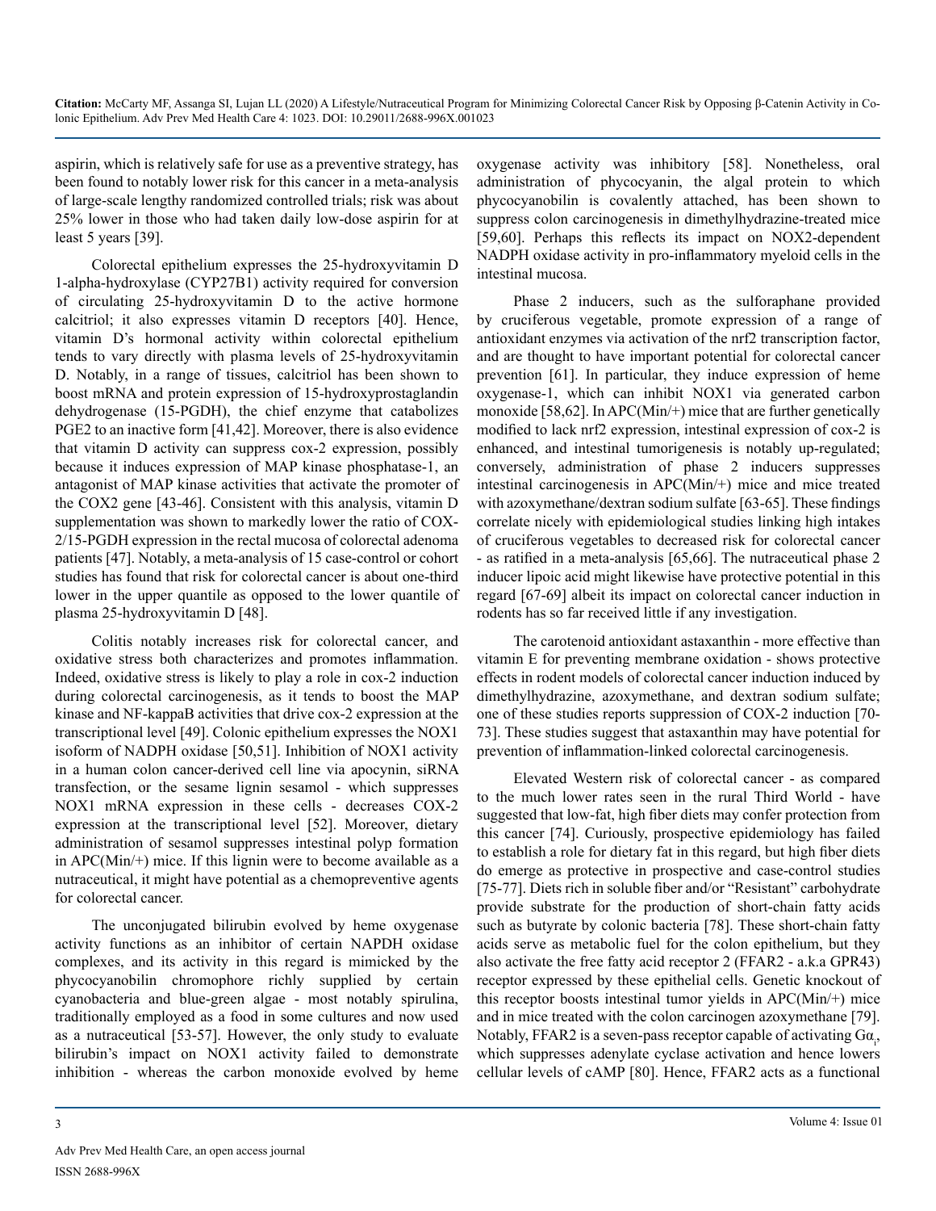aspirin, which is relatively safe for use as a preventive strategy, has been found to notably lower risk for this cancer in a meta-analysis of large-scale lengthy randomized controlled trials; risk was about 25% lower in those who had taken daily low-dose aspirin for at least 5 years [39].

Colorectal epithelium expresses the 25-hydroxyvitamin D 1-alpha-hydroxylase (CYP27B1) activity required for conversion of circulating 25-hydroxyvitamin D to the active hormone calcitriol; it also expresses vitamin D receptors [40]. Hence, vitamin D's hormonal activity within colorectal epithelium tends to vary directly with plasma levels of 25-hydroxyvitamin D. Notably, in a range of tissues, calcitriol has been shown to boost mRNA and protein expression of 15-hydroxyprostaglandin dehydrogenase (15-PGDH), the chief enzyme that catabolizes PGE2 to an inactive form [41,42]. Moreover, there is also evidence that vitamin D activity can suppress cox-2 expression, possibly because it induces expression of MAP kinase phosphatase-1, an antagonist of MAP kinase activities that activate the promoter of the COX2 gene [43-46]. Consistent with this analysis, vitamin D supplementation was shown to markedly lower the ratio of COX-2/15-PGDH expression in the rectal mucosa of colorectal adenoma patients [47]. Notably, a meta-analysis of 15 case-control or cohort studies has found that risk for colorectal cancer is about one-third lower in the upper quantile as opposed to the lower quantile of plasma 25-hydroxyvitamin D [48].

Colitis notably increases risk for colorectal cancer, and oxidative stress both characterizes and promotes inflammation. Indeed, oxidative stress is likely to play a role in cox-2 induction during colorectal carcinogenesis, as it tends to boost the MAP kinase and NF-kappaB activities that drive cox-2 expression at the transcriptional level [49]. Colonic epithelium expresses the NOX1 isoform of NADPH oxidase [50,51]. Inhibition of NOX1 activity in a human colon cancer-derived cell line via apocynin, siRNA transfection, or the sesame lignin sesamol - which suppresses NOX1 mRNA expression in these cells - decreases COX-2 expression at the transcriptional level [52]. Moreover, dietary administration of sesamol suppresses intestinal polyp formation in APC(Min/+) mice. If this lignin were to become available as a nutraceutical, it might have potential as a chemopreventive agents for colorectal cancer.

The unconjugated bilirubin evolved by heme oxygenase activity functions as an inhibitor of certain NAPDH oxidase complexes, and its activity in this regard is mimicked by the phycocyanobilin chromophore richly supplied by certain cyanobacteria and blue-green algae - most notably spirulina, traditionally employed as a food in some cultures and now used as a nutraceutical [53-57]. However, the only study to evaluate bilirubin's impact on NOX1 activity failed to demonstrate inhibition - whereas the carbon monoxide evolved by heme oxygenase activity was inhibitory [58]. Nonetheless, oral administration of phycocyanin, the algal protein to which phycocyanobilin is covalently attached, has been shown to suppress colon carcinogenesis in dimethylhydrazine-treated mice [59,60]. Perhaps this reflects its impact on NOX2-dependent NADPH oxidase activity in pro-inflammatory myeloid cells in the intestinal mucosa.

Phase 2 inducers, such as the sulforaphane provided by cruciferous vegetable, promote expression of a range of antioxidant enzymes via activation of the nrf2 transcription factor, and are thought to have important potential for colorectal cancer prevention [61]. In particular, they induce expression of heme oxygenase-1, which can inhibit NOX1 via generated carbon monoxide [58,62]. In APC(Min/+) mice that are further genetically modified to lack nrf2 expression, intestinal expression of cox-2 is enhanced, and intestinal tumorigenesis is notably up-regulated; conversely, administration of phase 2 inducers suppresses intestinal carcinogenesis in APC(Min/+) mice and mice treated with azoxymethane/dextran sodium sulfate [63-65]. These findings correlate nicely with epidemiological studies linking high intakes of cruciferous vegetables to decreased risk for colorectal cancer - as ratified in a meta-analysis [65,66]. The nutraceutical phase 2 inducer lipoic acid might likewise have protective potential in this regard [67-69] albeit its impact on colorectal cancer induction in rodents has so far received little if any investigation.

The carotenoid antioxidant astaxanthin - more effective than vitamin E for preventing membrane oxidation - shows protective effects in rodent models of colorectal cancer induction induced by dimethylhydrazine, azoxymethane, and dextran sodium sulfate; one of these studies reports suppression of COX-2 induction [70-73]. These studies suggest that astaxanthin may have potential for prevention of inflammation-linked colorectal carcinogenesis.

Elevated Western risk of colorectal cancer - as compared to the much lower rates seen in the rural Third World - have suggested that low-fat, high fiber diets may confer protection from this cancer [74]. Curiously, prospective epidemiology has failed to establish a role for dietary fat in this regard, but high fiber diets do emerge as protective in prospective and case-control studies [75-77]. Diets rich in soluble fiber and/or "Resistant" carbohydrate provide substrate for the production of short-chain fatty acids such as butyrate by colonic bacteria [78]. These short-chain fatty acids serve as metabolic fuel for the colon epithelium, but they also activate the free fatty acid receptor 2 (FFAR2 - a.k.a GPR43) receptor expressed by these epithelial cells. Genetic knockout of this receptor boosts intestinal tumor yields in APC(Min/+) mice and in mice treated with the colon carcinogen azoxymethane [79]. Notably, FFAR2 is a seven-pass receptor capable of activating $G\alpha_i$, which suppresses adenylate cyclase activation and hence lowers cellular levels of cAMP [80]. Hence, FFAR2 acts as a functional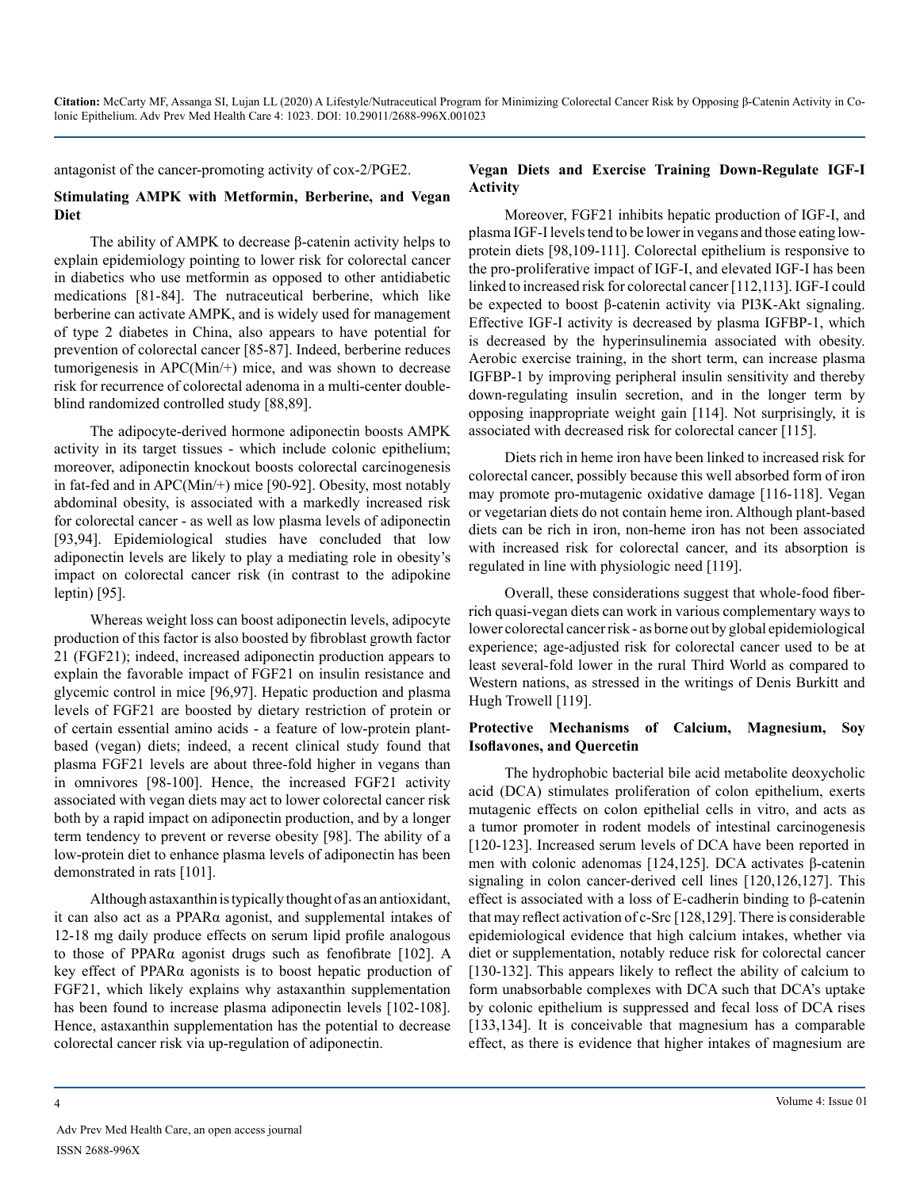antagonist of the cancer-promoting activity of cox-2/PGE2.

## Stimulating AMPK with Metformin, Berberine, and Vegan Diet

The ability of AMPK to decrease β-catenin activity helps to explain epidemiology pointing to lower risk for colorectal cancer in diabetics who use metformin as opposed to other antidiabetic medications [81-84]. The nutraceutical berberine, which like berberine can activate AMPK, and is widely used for management of type 2 diabetes in China, also appears to have potential for prevention of colorectal cancer [85-87]. Indeed, berberine reduces tumorigenesis in APC(Min/+) mice, and was shown to decrease risk for recurrence of colorectal adenoma in a multi-center double-blind randomized controlled study [88,89].

The adipocyte-derived hormone adiponectin boosts AMPK activity in its target tissues - which include colonic epithelium; moreover, adiponectin knockout boosts colorectal carcinogenesis in fat-fed and in APC(Min/+) mice [90-92]. Obesity, most notably abdominal obesity, is associated with a markedly increased risk for colorectal cancer - as well as low plasma levels of adiponectin [93,94]. Epidemiological studies have concluded that low adiponectin levels are likely to play a mediating role in obesity's impact on colorectal cancer risk (in contrast to the adipokine leptin) [95].

Whereas weight loss can boost adiponectin levels, adipocyte production of this factor is also boosted by fibroblast growth factor 21 (FGF21); indeed, increased adiponectin production appears to explain the favorable impact of FGF21 on insulin resistance and glycemic control in mice [96,97]. Hepatic production and plasma levels of FGF21 are boosted by dietary restriction of protein or of certain essential amino acids - a feature of low-protein plant-based (vegan) diets; indeed, a recent clinical study found that plasma FGF21 levels are about three-fold higher in vegans than in omnivores [98-100]. Hence, the increased FGF21 activity associated with vegan diets may act to lower colorectal cancer risk both by a rapid impact on adiponectin production, and by a longer term tendency to prevent or reverse obesity [98]. The ability of a low-protein diet to enhance plasma levels of adiponectin has been demonstrated in rats [101].

Although astaxanthin is typically thought of as an antioxidant, it can also act as a PPARα agonist, and supplemental intakes of 12-18 mg daily produce effects on serum lipid profile analogous to those of PPARα agonist drugs such as fenofibrate [102]. A key effect of PPARα agonists is to boost hepatic production of FGF21, which likely explains why astaxanthin supplementation has been found to increase plasma adiponectin levels [102-108]. Hence, astaxanthin supplementation has the potential to decrease colorectal cancer risk via up-regulation of adiponectin.

## Vegan Diets and Exercise Training Down-Regulate IGF-I Activity

Moreover, FGF21 inhibits hepatic production of IGF-I, and plasma IGF-I levels tend to be lower in vegans and those eating low-protein diets [98,109-111]. Colorectal epithelium is responsive to the pro-proliferative impact of IGF-I, and elevated IGF-I has been linked to increased risk for colorectal cancer [112,113]. IGF-I could be expected to boost β-catenin activity via PI3K-Akt signaling. Effective IGF-I activity is decreased by plasma IGFBP-1, which is decreased by the hyperinsulinemia associated with obesity. Aerobic exercise training, in the short term, can increase plasma IGFBP-1 by improving peripheral insulin sensitivity and thereby down-regulating insulin secretion, and in the longer term by opposing inappropriate weight gain [114]. Not surprisingly, it is associated with decreased risk for colorectal cancer [115].

Diets rich in heme iron have been linked to increased risk for colorectal cancer, possibly because this well absorbed form of iron may promote pro-mutagenic oxidative damage [116-118]. Vegan or vegetarian diets do not contain heme iron. Although plant-based diets can be rich in iron, non-heme iron has not been associated with increased risk for colorectal cancer, and its absorption is regulated in line with physiologic need [119].

Overall, these considerations suggest that whole-food fiber-rich quasi-vegan diets can work in various complementary ways to lower colorectal cancer risk - as borne out by global epidemiological experience; age-adjusted risk for colorectal cancer used to be at least several-fold lower in the rural Third World as compared to Western nations, as stressed in the writings of Denis Burkitt and Hugh Trowell [119].

## Protective Mechanisms of Calcium, Magnesium, Soy Isoflavones, and Quercetin

The hydrophobic bacterial bile acid metabolite deoxycholic acid (DCA) stimulates proliferation of colon epithelium, exerts mutagenic effects on colon epithelial cells in vitro, and acts as a tumor promoter in rodent models of intestinal carcinogenesis [120-123]. Increased serum levels of DCA have been reported in men with colonic adenomas [124,125]. DCA activates β-catenin signaling in colon cancer-derived cell lines [120,126,127]. This effect is associated with a loss of E-cadherin binding to β-catenin that may reflect activation of c-Src [128,129]. There is considerable epidemiological evidence that high calcium intakes, whether via diet or supplementation, notably reduce risk for colorectal cancer [130-132]. This appears likely to reflect the ability of calcium to form unabsorbable complexes with DCA such that DCA's uptake by colonic epithelium is suppressed and fecal loss of DCA rises [133,134]. It is conceivable that magnesium has a comparable effect, as there is evidence that higher intakes of magnesium are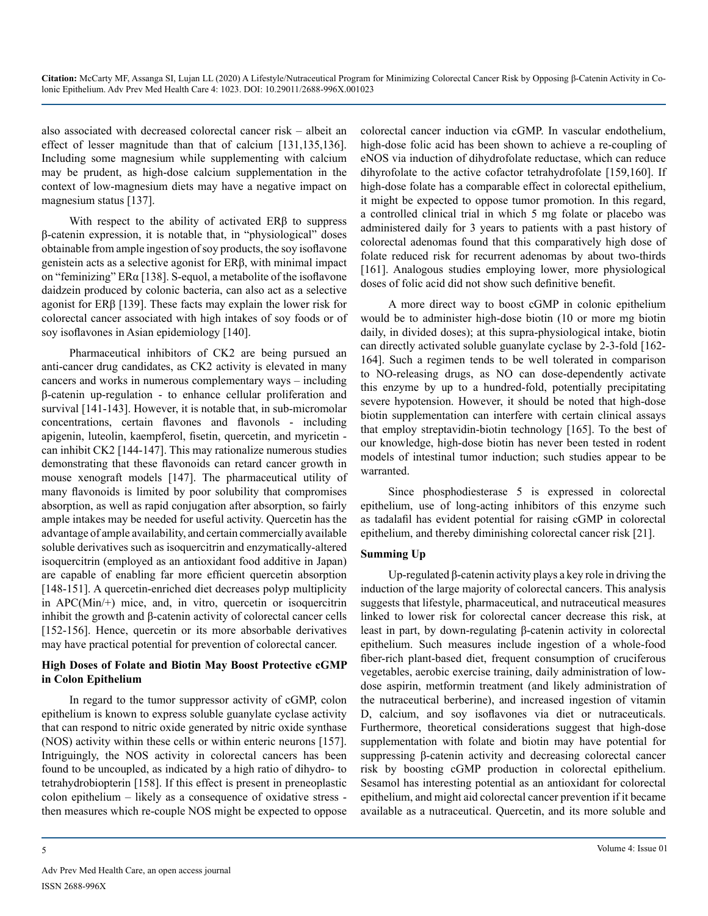also associated with decreased colorectal cancer risk – albeit an effect of lesser magnitude than that of calcium [131,135,136]. Including some magnesium while supplementing with calcium may be prudent, as high-dose calcium supplementation in the context of low-magnesium diets may have a negative impact on magnesium status [137].

With respect to the ability of activated ERβ to suppress β-catenin expression, it is notable that, in "physiological" doses obtainable from ample ingestion of soy products, the soy isoflavone genistein acts as a selective agonist for ERβ, with minimal impact on "feminizing" ERα [138]. S-equol, a metabolite of the isoflavone daidzein produced by colonic bacteria, can also act as a selective agonist for ERβ [139]. These facts may explain the lower risk for colorectal cancer associated with high intakes of soy foods or of soy isoflavones in Asian epidemiology [140].

Pharmaceutical inhibitors of CK2 are being pursued an anti-cancer drug candidates, as CK2 activity is elevated in many cancers and works in numerous complementary ways – including β-catenin up-regulation - to enhance cellular proliferation and survival [141-143]. However, it is notable that, in sub-micromolar concentrations, certain flavones and flavonols - including apigenin, luteolin, kaempferol, fisetin, quercetin, and myricetin - can inhibit CK2 [144-147]. This may rationalize numerous studies demonstrating that these flavonoids can retard cancer growth in mouse xenograft models [147]. The pharmaceutical utility of many flavonoids is limited by poor solubility that compromises absorption, as well as rapid conjugation after absorption, so fairly ample intakes may be needed for useful activity. Quercetin has the advantage of ample availability, and certain commercially available soluble derivatives such as isoquercitrin and enzymatically-altered isoquercitrin (employed as an antioxidant food additive in Japan) are capable of enabling far more efficient quercetin absorption [148-151]. A quercetin-enriched diet decreases polyp multiplicity in APC(Min/+) mice, and, in vitro, quercetin or isoquercitrin inhibit the growth and β-catenin activity of colorectal cancer cells [152-156]. Hence, quercetin or its more absorbable derivatives may have practical potential for prevention of colorectal cancer.

**High Doses of Folate and Biotin May Boost Protective cGMP in Colon Epithelium**

In regard to the tumor suppressor activity of cGMP, colon epithelium is known to express soluble guanylate cyclase activity that can respond to nitric oxide generated by nitric oxide synthase (NOS) activity within these cells or within enteric neurons [157]. Intriguingly, the NOS activity in colorectal cancers has been found to be uncoupled, as indicated by a high ratio of dihydro- to tetrahydrobiopterin [158]. If this effect is present in preneoplastic colon epithelium – likely as a consequence of oxidative stress - then measures which re-couple NOS might be expected to oppose colorectal cancer induction via cGMP. In vascular endothelium, high-dose folic acid has been shown to achieve a re-coupling of eNOS via induction of dihydrofolate reductase, which can reduce dihyrofolate to the active cofactor tetrahydrofolate [159,160]. If high-dose folate has a comparable effect in colorectal epithelium, it might be expected to oppose tumor promotion. In this regard, a controlled clinical trial in which 5 mg folate or placebo was administered daily for 3 years to patients with a past history of colorectal adenomas found that this comparatively high dose of folate reduced risk for recurrent adenomas by about two-thirds [161]. Analogous studies employing lower, more physiological doses of folic acid did not show such definitive benefit.

A more direct way to boost cGMP in colonic epithelium would be to administer high-dose biotin (10 or more mg biotin daily, in divided doses); at this supra-physiological intake, biotin can directly activated soluble guanylate cyclase by 2-3-fold [162-164]. Such a regimen tends to be well tolerated in comparison to NO-releasing drugs, as NO can dose-dependently activate this enzyme by up to a hundred-fold, potentially precipitating severe hypotension. However, it should be noted that high-dose biotin supplementation can interfere with certain clinical assays that employ streptavidin-biotin technology [165]. To the best of our knowledge, high-dose biotin has never been tested in rodent models of intestinal tumor induction; such studies appear to be warranted.

Since phosphodiesterase 5 is expressed in colorectal epithelium, use of long-acting inhibitors of this enzyme such as tadalafil has evident potential for raising cGMP in colorectal epithelium, and thereby diminishing colorectal cancer risk [21].

**Summing Up**

Up-regulated β-catenin activity plays a key role in driving the induction of the large majority of colorectal cancers. This analysis suggests that lifestyle, pharmaceutical, and nutraceutical measures linked to lower risk for colorectal cancer decrease this risk, at least in part, by down-regulating β-catenin activity in colorectal epithelium. Such measures include ingestion of a whole-food fiber-rich plant-based diet, frequent consumption of cruciferous vegetables, aerobic exercise training, daily administration of low-dose aspirin, metformin treatment (and likely administration of the nutraceutical berberine), and increased ingestion of vitamin D, calcium, and soy isoflavones via diet or nutraceuticals. Furthermore, theoretical considerations suggest that high-dose supplementation with folate and biotin may have potential for suppressing β-catenin activity and decreasing colorectal cancer risk by boosting cGMP production in colorectal epithelium. Sesamol has interesting potential as an antioxidant for colorectal epithelium, and might aid colorectal cancer prevention if it became available as a nutraceutical. Quercetin, and its more soluble and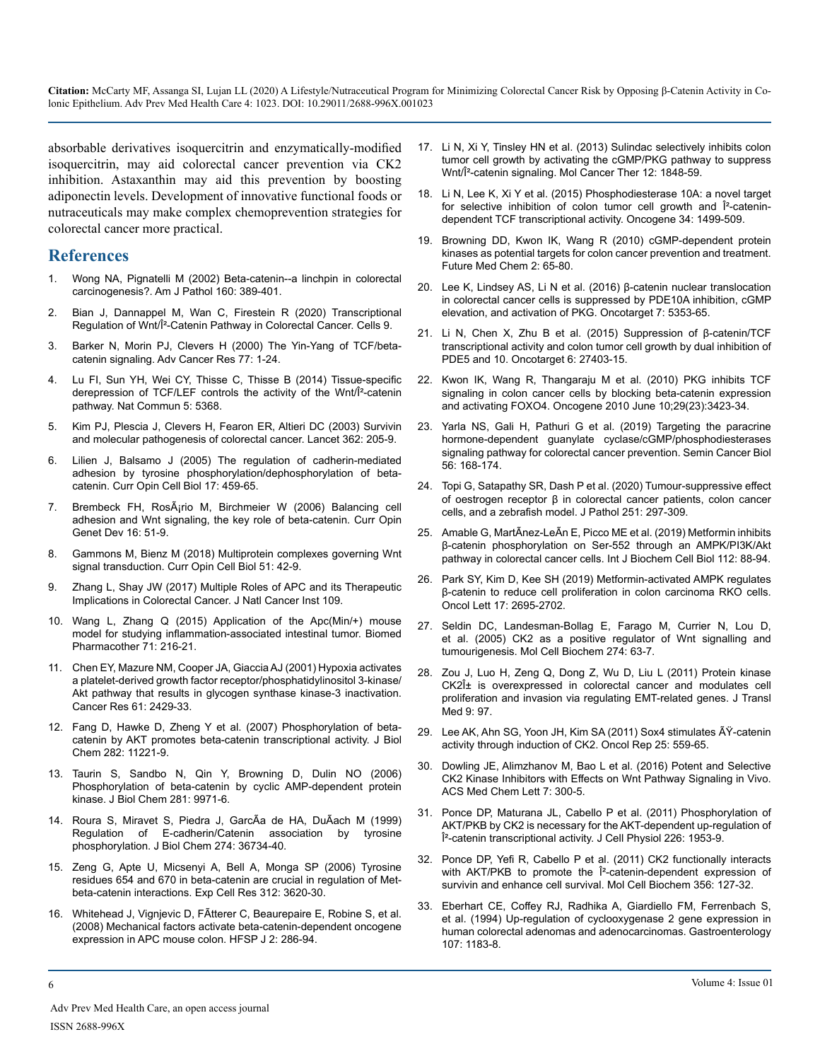absorbable derivatives isoquercitrin and enzymatically-modified isoquercitrin, may aid colorectal cancer prevention via CK2 inhibition. Astaxanthin may aid this prevention by boosting adiponectin levels. Development of innovative functional foods or nutraceuticals may make complex chemoprevention strategies for colorectal cancer more practical.

## References

1. Wong NA, Pignatelli M (2002) Beta-catenin--a linchpin in colorectal carcinogenesis?. Am J Pathol 160: 389-401.
2. Bian J, Dannappel M, Wan C, Firestein R (2020) Transcriptional Regulation of Wnt/Î²-Catenin Pathway in Colorectal Cancer. Cells 9.
3. Barker N, Morin PJ, Clevers H (2000) The Yin-Yang of TCF/beta-catenin signaling. Adv Cancer Res 77: 1-24.
4. Lu FI, Sun YH, Wei CY, Thisse C, Thisse B (2014) Tissue-specific derepression of TCF/LEF controls the activity of the Wnt/Î²-catenin pathway. Nat Commun 5: 5368.
5. Kim PJ, Plescia J, Clevers H, Fearon ER, Altieri DC (2003) Survivin and molecular pathogenesis of colorectal cancer. Lancet 362: 205-9.
6. Lilien J, Balsamo J (2005) The regulation of cadherin-mediated adhesion by tyrosine phosphorylation/dephosphorylation of beta-catenin. Curr Opin Cell Biol 17: 459-65.
7. Brembeck FH, RosÃ¡rio M, Birchmeier W (2006) Balancing cell adhesion and Wnt signaling, the key role of beta-catenin. Curr Opin Genet Dev 16: 51-9.
8. Gammons M, Bienz M (2018) Multiprotein complexes governing Wnt signal transduction. Curr Opin Cell Biol 51: 42-9.
9. Zhang L, Shay JW (2017) Multiple Roles of APC and its Therapeutic Implications in Colorectal Cancer. J Natl Cancer Inst 109.
10. Wang L, Zhang Q (2015) Application of the Apc(Min/+) mouse model for studying inflammation-associated intestinal tumor. Biomed Pharmacother 71: 216-21.
11. Chen EY, Mazure NM, Cooper JA, Giaccia AJ (2001) Hypoxia activates a platelet-derived growth factor receptor/phosphatidylinositol 3-kinase/Akt pathway that results in glycogen synthase kinase-3 inactivation. Cancer Res 61: 2429-33.
12. Fang D, Hawke D, Zheng Y et al. (2007) Phosphorylation of beta-catenin by AKT promotes beta-catenin transcriptional activity. J Biol Chem 282: 11221-9.
13. Taurin S, Sandbo N, Qin Y, Browning D, Dulin NO (2006) Phosphorylation of beta-catenin by cyclic AMP-dependent protein kinase. J Biol Chem 281: 9971-6.
14. Roura S, Miravet S, Piedra J, GarcÃ­a de HA, DuÃ­ach M (1999) Regulation of E-cadherin/Catenin association by tyrosine phosphorylation. J Biol Chem 274: 36734-40.
15. Zeng G, Apte U, Micsenyi A, Bell A, Monga SP (2006) Tyrosine residues 654 and 670 in beta-catenin are crucial in regulation of Met-beta-catenin interactions. Exp Cell Res 312: 3620-30.
16. Whitehead J, Vignjevic D, FÃ¼tterer C, Beaurepaire E, Robine S, et al. (2008) Mechanical factors activate beta-catenin-dependent oncogene expression in APC mouse colon. HFSP J 2: 286-94.
17. Li N, Xi Y, Tinsley HN et al. (2013) Sulindac selectively inhibits colon tumor cell growth by activating the cGMP/PKG pathway to suppress Wnt/Î²-catenin signaling. Mol Cancer Ther 12: 1848-59.
18. Li N, Lee K, Xi Y et al. (2015) Phosphodiesterase 10A: a novel target for selective inhibition of colon tumor cell growth and Î²-catenin-dependent TCF transcriptional activity. Oncogene 34: 1499-509.
19. Browning DD, Kwon IK, Wang R (2010) cGMP-dependent protein kinases as potential targets for colon cancer prevention and treatment. Future Med Chem 2: 65-80.
20. Lee K, Lindsey AS, Li N et al. (2016) β-catenin nuclear translocation in colorectal cancer cells is suppressed by PDE10A inhibition, cGMP elevation, and activation of PKG. Oncotarget 7: 5353-65.
21. Li N, Chen X, Zhu B et al. (2015) Suppression of β-catenin/TCF transcriptional activity and colon tumor cell growth by dual inhibition of PDE5 and 10. Oncotarget 6: 27403-15.
22. Kwon IK, Wang R, Thangaraju M et al. (2010) PKG inhibits TCF signaling in colon cancer cells by blocking beta-catenin expression and activating FOXO4. Oncogene 2010 June 10;29(23):3423-34.
23. Yarla NS, Gali H, Pathuri G et al. (2019) Targeting the paracrine hormone-dependent guanylate cyclase/cGMP/phosphodiesterases signaling pathway for colorectal cancer prevention. Semin Cancer Biol 56: 168-174.
24. Topi G, Satapathy SR, Dash P et al. (2020) Tumour-suppressive effect of oestrogen receptor β in colorectal cancer patients, colon cancer cells, and a zebrafish model. J Pathol 251: 297-309.
25. Amable G, MartÃ­nez-LeÃ³n E, Picco ME et al. (2019) Metformin inhibits β-catenin phosphorylation on Ser-552 through an AMPK/PI3K/Akt pathway in colorectal cancer cells. Int J Biochem Cell Biol 112: 88-94.
26. Park SY, Kim D, Kee SH (2019) Metformin-activated AMPK regulates β-catenin to reduce cell proliferation in colon carcinoma RKO cells. Oncol Lett 17: 2695-2702.
27. Seldin DC, Landesman-Bollag E, Farago M, Currier N, Lou D, et al. (2005) CK2 as a positive regulator of Wnt signalling and tumourigenesis. Mol Cell Biochem 274: 63-7.
28. Zou J, Luo H, Zeng Q, Dong Z, Wu D, Liu L (2011) Protein kinase CK2Î± is overexpressed in colorectal cancer and modulates cell proliferation and invasion via regulating EMT-related genes. J Transl Med 9: 97.
29. Lee AK, Ahn SG, Yoon JH, Kim SA (2011) Sox4 stimulates ÃŸ-catenin activity through induction of CK2. Oncol Rep 25: 559-65.
30. Dowling JE, Alimzhanov M, Bao L et al. (2016) Potent and Selective CK2 Kinase Inhibitors with Effects on Wnt Pathway Signaling in Vivo. ACS Med Chem Lett 7: 300-5.
31. Ponce DP, Maturana JL, Cabello P et al. (2011) Phosphorylation of AKT/PKB by CK2 is necessary for the AKT-dependent up-regulation of Î²-catenin transcriptional activity. J Cell Physiol 226: 1953-9.
32. Ponce DP, Yefi R, Cabello P et al. (2011) CK2 functionally interacts with AKT/PKB to promote the Î²-catenin-dependent expression of survivin and enhance cell survival. Mol Cell Biochem 356: 127-32.
33. Eberhart CE, Coffey RJ, Radhika A, Giardiello FM, Ferrenbach S, et al. (1994) Up-regulation of cyclooxygenase 2 gene expression in human colorectal adenomas and adenocarcinomas. Gastroenterology 107: 1183-8.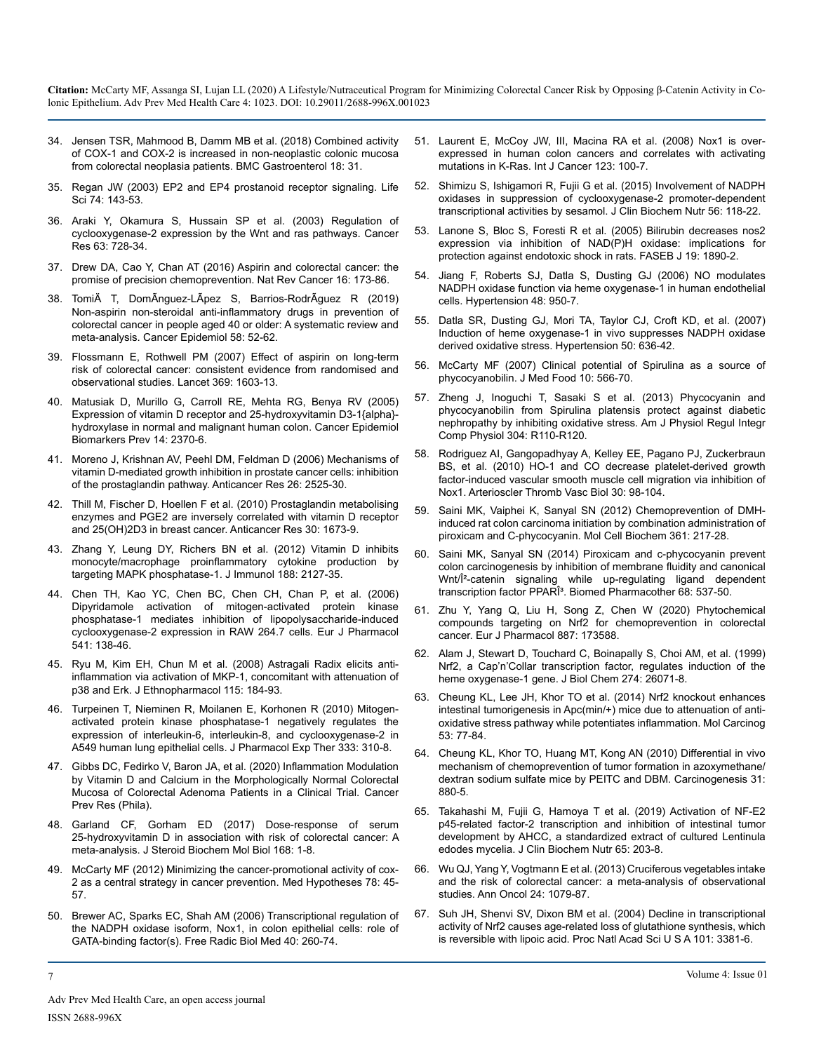34. Jensen TSR, Mahmood B, Damm MB et al. (2018) Combined activity of COX-1 and COX-2 is increased in non-neoplastic colonic mucosa from colorectal neoplasia patients. BMC Gastroenterol 18: 31.

35. Regan JW (2003) EP2 and EP4 prostanoid receptor signaling. Life Sci 74: 143-53.

36. Araki Y, Okamura S, Hussain SP et al. (2003) Regulation of cyclooxygenase-2 expression by the Wnt and ras pathways. Cancer Res 63: 728-34.

37. Drew DA, Cao Y, Chan AT (2016) Aspirin and colorectal cancer: the promise of precision chemoprevention. Nat Rev Cancer 16: 173-86.

38. TomiÄ T, DomÃnguez-LÃpez S, Barrios-RodrÃguez R (2019) Non-aspirin non-steroidal anti-inflammatory drugs in prevention of colorectal cancer in people aged 40 or older: A systematic review and meta-analysis. Cancer Epidemiol 58: 52-62.

39. Flossmann E, Rothwell PM (2007) Effect of aspirin on long-term risk of colorectal cancer: consistent evidence from randomised and observational studies. Lancet 369: 1603-13.

40. Matusiak D, Murillo G, Carroll RE, Mehta RG, Benya RV (2005) Expression of vitamin D receptor and 25-hydroxyvitamin D3-1{alpha}-hydroxylase in normal and malignant human colon. Cancer Epidemiol Biomarkers Prev 14: 2370-6.

41. Moreno J, Krishnan AV, Peehl DM, Feldman D (2006) Mechanisms of vitamin D-mediated growth inhibition in prostate cancer cells: inhibition of the prostaglandin pathway. Anticancer Res 26: 2525-30.

42. Thill M, Fischer D, Hoellen F et al. (2010) Prostaglandin metabolising enzymes and PGE2 are inversely correlated with vitamin D receptor and 25(OH)2D3 in breast cancer. Anticancer Res 30: 1673-9.

43. Zhang Y, Leung DY, Richers BN et al. (2012) Vitamin D inhibits monocyte/macrophage proinflammatory cytokine production by targeting MAPK phosphatase-1. J Immunol 188: 2127-35.

44. Chen TH, Kao YC, Chen BC, Chen CH, Chan P, et al. (2006) Dipyridamole activation of mitogen-activated protein kinase phosphatase-1 mediates inhibition of lipopolysaccharide-induced cyclooxygenase-2 expression in RAW 264.7 cells. Eur J Pharmacol 541: 138-46.

45. Ryu M, Kim EH, Chun M et al. (2008) Astragali Radix elicits anti-inflammation via activation of MKP-1, concomitant with attenuation of p38 and Erk. J Ethnopharmacol 115: 184-93.

46. Turpeinen T, Nieminen R, Moilanen E, Korhonen R (2010) Mitogen-activated protein kinase phosphatase-1 negatively regulates the expression of interleukin-6, interleukin-8, and cyclooxygenase-2 in A549 human lung epithelial cells. J Pharmacol Exp Ther 333: 310-8.

47. Gibbs DC, Fedirko V, Baron JA, et al. (2020) Inflammation Modulation by Vitamin D and Calcium in the Morphologically Normal Colorectal Mucosa of Colorectal Adenoma Patients in a Clinical Trial. Cancer Prev Res (Phila).

48. Garland CF, Gorham ED (2017) Dose-response of serum 25-hydroxyvitamin D in association with risk of colorectal cancer: A meta-analysis. J Steroid Biochem Mol Biol 168: 1-8.

49. McCarty MF (2012) Minimizing the cancer-promotional activity of cox-2 as a central strategy in cancer prevention. Med Hypotheses 78: 45-57.

50. Brewer AC, Sparks EC, Shah AM (2006) Transcriptional regulation of the NADPH oxidase isoform, Nox1, in colon epithelial cells: role of GATA-binding factor(s). Free Radic Biol Med 40: 260-74.

51. Laurent E, McCoy JW, III, Macina RA et al. (2008) Nox1 is over-expressed in human colon cancers and correlates with activating mutations in K-Ras. Int J Cancer 123: 100-7.

52. Shimizu S, Ishigamori R, Fujii G et al. (2015) Involvement of NADPH oxidases in suppression of cyclooxygenase-2 promoter-dependent transcriptional activities by sesamol. J Clin Biochem Nutr 56: 118-22.

53. Lanone S, Bloc S, Foresti R et al. (2005) Bilirubin decreases nos2 expression via inhibition of NAD(P)H oxidase: implications for protection against endotoxic shock in rats. FASEB J 19: 1890-2.

54. Jiang F, Roberts SJ, Datla S, Dusting GJ (2006) NO modulates NADPH oxidase function via heme oxygenase-1 in human endothelial cells. Hypertension 48: 950-7.

55. Datla SR, Dusting GJ, Mori TA, Taylor CJ, Croft KD, et al. (2007) Induction of heme oxygenase-1 in vivo suppresses NADPH oxidase derived oxidative stress. Hypertension 50: 636-42.

56. McCarty MF (2007) Clinical potential of Spirulina as a source of phycocyanobilin. J Med Food 10: 566-70.

57. Zheng J, Inoguchi T, Sasaki S et al. (2013) Phycocyanin and phycocyanobilin from Spirulina platensis protect against diabetic nephropathy by inhibiting oxidative stress. Am J Physiol Regul Integr Comp Physiol 304: R110-R120.

58. Rodriguez AI, Gangopadhyay A, Kelley EE, Pagano PJ, Zuckerbraun BS, et al. (2010) HO-1 and CO decrease platelet-derived growth factor-induced vascular smooth muscle cell migration via inhibition of Nox1. Arterioscler Thromb Vasc Biol 30: 98-104.

59. Saini MK, Vaiphei K, Sanyal SN (2012) Chemoprevention of DMH-induced rat colon carcinoma initiation by combination administration of piroxicam and C-phycocyanin. Mol Cell Biochem 361: 217-28.

60. Saini MK, Sanyal SN (2014) Piroxicam and c-phycocyanin prevent colon carcinogenesis by inhibition of membrane fluidity and canonical Wnt/Î²-catenin signaling while up-regulating ligand dependent transcription factor PPARÎ³. Biomed Pharmacother 68: 537-50.

61. Zhu Y, Yang Q, Liu H, Song Z, Chen W (2020) Phytochemical compounds targeting on Nrf2 for chemoprevention in colorectal cancer. Eur J Pharmacol 887: 173588.

62. Alam J, Stewart D, Touchard C, Boinapally S, Choi AM, et al. (1999) Nrf2, a Cap'n'Collar transcription factor, regulates induction of the heme oxygenase-1 gene. J Biol Chem 274: 26071-8.

63. Cheung KL, Lee JH, Khor TO et al. (2014) Nrf2 knockout enhances intestinal tumorigenesis in Apc(min/+) mice due to attenuation of anti-oxidative stress pathway while potentiates inflammation. Mol Carcinog 53: 77-84.

64. Cheung KL, Khor TO, Huang MT, Kong AN (2010) Differential in vivo mechanism of chemoprevention of tumor formation in azoxymethane/dextran sodium sulfate mice by PEITC and DBM. Carcinogenesis 31: 880-5.

65. Takahashi M, Fujii G, Hamoya T et al. (2019) Activation of NF-E2 p45-related factor-2 transcription and inhibition of intestinal tumor development by AHCC, a standardized extract of cultured Lentinula edodes mycelia. J Clin Biochem Nutr 65: 203-8.

66. Wu QJ, Yang Y, Vogtmann E et al. (2013) Cruciferous vegetables intake and the risk of colorectal cancer: a meta-analysis of observational studies. Ann Oncol 24: 1079-87.

67. Suh JH, Shenvi SV, Dixon BM et al. (2004) Decline in transcriptional activity of Nrf2 causes age-related loss of glutathione synthesis, which is reversible with lipoic acid. Proc Natl Acad Sci U S A 101: 3381-6.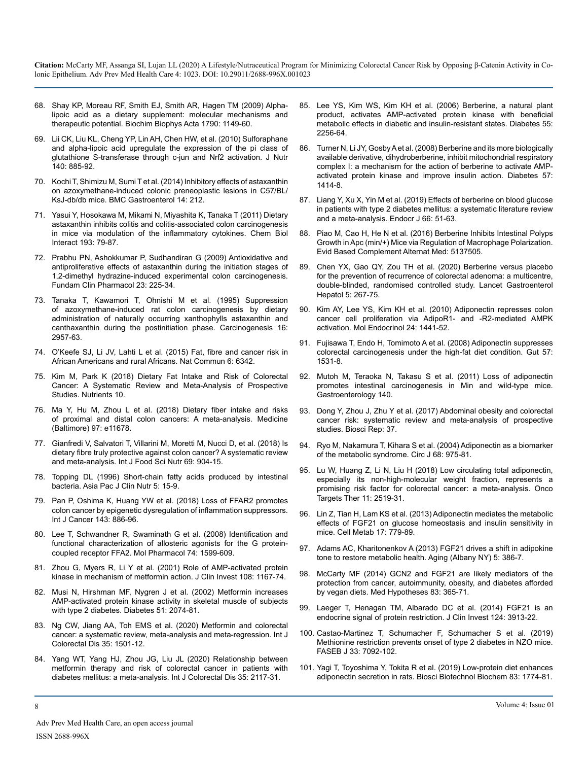68. Shay KP, Moreau RF, Smith EJ, Smith AR, Hagen TM (2009) Alpha-lipoic acid as a dietary supplement: molecular mechanisms and therapeutic potential. Biochim Biophys Acta 1790: 1149-60.

69. Lii CK, Liu KL, Cheng YP, Lin AH, Chen HW, et al. (2010) Sulforaphane and alpha-lipoic acid upregulate the expression of the pi class of glutathione S-transferase through c-jun and Nrf2 activation. J Nutr 140: 885-92.

70. Kochi T, Shimizu M, Sumi T et al. (2014) Inhibitory effects of astaxanthin on azoxymethane-induced colonic preneoplastic lesions in C57/BL/KsJ-db/db mice. BMC Gastroenterol 14: 212.

71. Yasui Y, Hosokawa M, Mikami N, Miyashita K, Tanaka T (2011) Dietary astaxanthin inhibits colitis and colitis-associated colon carcinogenesis in mice via modulation of the inflammatory cytokines. Chem Biol Interact 193: 79-87.

72. Prabhu PN, Ashokkumar P, Sudhandiran G (2009) Antioxidative and antiproliferative effects of astaxanthin during the initiation stages of 1,2-dimethyl hydrazine-induced experimental colon carcinogenesis. Fundam Clin Pharmacol 23: 225-34.

73. Tanaka T, Kawamori T, Ohnishi M et al. (1995) Suppression of azoxymethane-induced rat colon carcinogenesis by dietary administration of naturally occurring xanthophylls astaxanthin and canthaxanthin during the postinitiation phase. Carcinogenesis 16: 2957-63.

74. O'Keefe SJ, Li JV, Lahti L et al. (2015) Fat, fibre and cancer risk in African Americans and rural Africans. Nat Commun 6: 6342.

75. Kim M, Park K (2018) Dietary Fat Intake and Risk of Colorectal Cancer: A Systematic Review and Meta-Analysis of Prospective Studies. Nutrients 10.

76. Ma Y, Hu M, Zhou L et al. (2018) Dietary fiber intake and risks of proximal and distal colon cancers: A meta-analysis. Medicine (Baltimore) 97: e11678.

77. Gianfredi V, Salvatori T, Villarini M, Moretti M, Nucci D, et al. (2018) Is dietary fibre truly protective against colon cancer? A systematic review and meta-analysis. Int J Food Sci Nutr 69: 904-15.

78. Topping DL (1996) Short-chain fatty acids produced by intestinal bacteria. Asia Pac J Clin Nutr 5: 15-9.

79. Pan P, Oshima K, Huang YW et al. (2018) Loss of FFAR2 promotes colon cancer by epigenetic dysregulation of inflammation suppressors. Int J Cancer 143: 886-96.

80. Lee T, Schwandner R, Swaminath G et al. (2008) Identification and functional characterization of allosteric agonists for the G protein-coupled receptor FFA2. Mol Pharmacol 74: 1599-609.

81. Zhou G, Myers R, Li Y et al. (2001) Role of AMP-activated protein kinase in mechanism of metformin action. J Clin Invest 108: 1167-74.

82. Musi N, Hirshman MF, Nygren J et al. (2002) Metformin increases AMP-activated protein kinase activity in skeletal muscle of subjects with type 2 diabetes. Diabetes 51: 2074-81.

83. Ng CW, Jiang AA, Toh EMS et al. (2020) Metformin and colorectal cancer: a systematic review, meta-analysis and meta-regression. Int J Colorectal Dis 35: 1501-12.

84. Yang WT, Yang HJ, Zhou JG, Liu JL (2020) Relationship between metformin therapy and risk of colorectal cancer in patients with diabetes mellitus: a meta-analysis. Int J Colorectal Dis 35: 2117-31.

85. Lee YS, Kim WS, Kim KH et al. (2006) Berberine, a natural plant product, activates AMP-activated protein kinase with beneficial metabolic effects in diabetic and insulin-resistant states. Diabetes 55: 2256-64.

86. Turner N, Li JY, Gosby A et al. (2008) Berberine and its more biologically available derivative, dihydroberberine, inhibit mitochondrial respiratory complex I: a mechanism for the action of berberine to activate AMP-activated protein kinase and improve insulin action. Diabetes 57: 1414-8.

87. Liang Y, Xu X, Yin M et al. (2019) Effects of berberine on blood glucose in patients with type 2 diabetes mellitus: a systematic literature review and a meta-analysis. Endocr J 66: 51-63.

88. Piao M, Cao H, He N et al. (2016) Berberine Inhibits Intestinal Polyps Growth in Apc (min/+) Mice via Regulation of Macrophage Polarization. Evid Based Complement Alternat Med: 5137505.

89. Chen YX, Gao QY, Zou TH et al. (2020) Berberine versus placebo for the prevention of recurrence of colorectal adenoma: a multicentre, double-blinded, randomised controlled study. Lancet Gastroenterol Hepatol 5: 267-75.

90. Kim AY, Lee YS, Kim KH et al. (2010) Adiponectin represses colon cancer cell proliferation via AdipoR1- and -R2-mediated AMPK activation. Mol Endocrinol 24: 1441-52.

91. Fujisawa T, Endo H, Tomimoto A et al. (2008) Adiponectin suppresses colorectal carcinogenesis under the high-fat diet condition. Gut 57: 1531-8.

92. Mutoh M, Teraoka N, Takasu S et al. (2011) Loss of adiponectin promotes intestinal carcinogenesis in Min and wild-type mice. Gastroenterology 140.

93. Dong Y, Zhou J, Zhu Y et al. (2017) Abdominal obesity and colorectal cancer risk: systematic review and meta-analysis of prospective studies. Biosci Rep: 37.

94. Ryo M, Nakamura T, Kihara S et al. (2004) Adiponectin as a biomarker of the metabolic syndrome. Circ J 68: 975-81.

95. Lu W, Huang Z, Li N, Liu H (2018) Low circulating total adiponectin, especially its non-high-molecular weight fraction, represents a promising risk factor for colorectal cancer: a meta-analysis. Onco Targets Ther 11: 2519-31.

96. Lin Z, Tian H, Lam KS et al. (2013) Adiponectin mediates the metabolic effects of FGF21 on glucose homeostasis and insulin sensitivity in mice. Cell Metab 17: 779-89.

97. Adams AC, Kharitonenkov A (2013) FGF21 drives a shift in adipokine tone to restore metabolic health. Aging (Albany NY) 5: 386-7.

98. McCarty MF (2014) GCN2 and FGF21 are likely mediators of the protection from cancer, autoimmunity, obesity, and diabetes afforded by vegan diets. Med Hypotheses 83: 365-71.

99. Laeger T, Henagan TM, Albarado DC et al. (2014) FGF21 is an endocrine signal of protein restriction. J Clin Invest 124: 3913-22.

100. Castao-Martinez T, Schumacher F, Schumacher S et al. (2019) Methionine restriction prevents onset of type 2 diabetes in NZO mice. FASEB J 33: 7092-102.

101. Yagi T, Toyoshima Y, Tokita R et al. (2019) Low-protein diet enhances adiponectin secretion in rats. Biosci Biotechnol Biochem 83: 1774-81.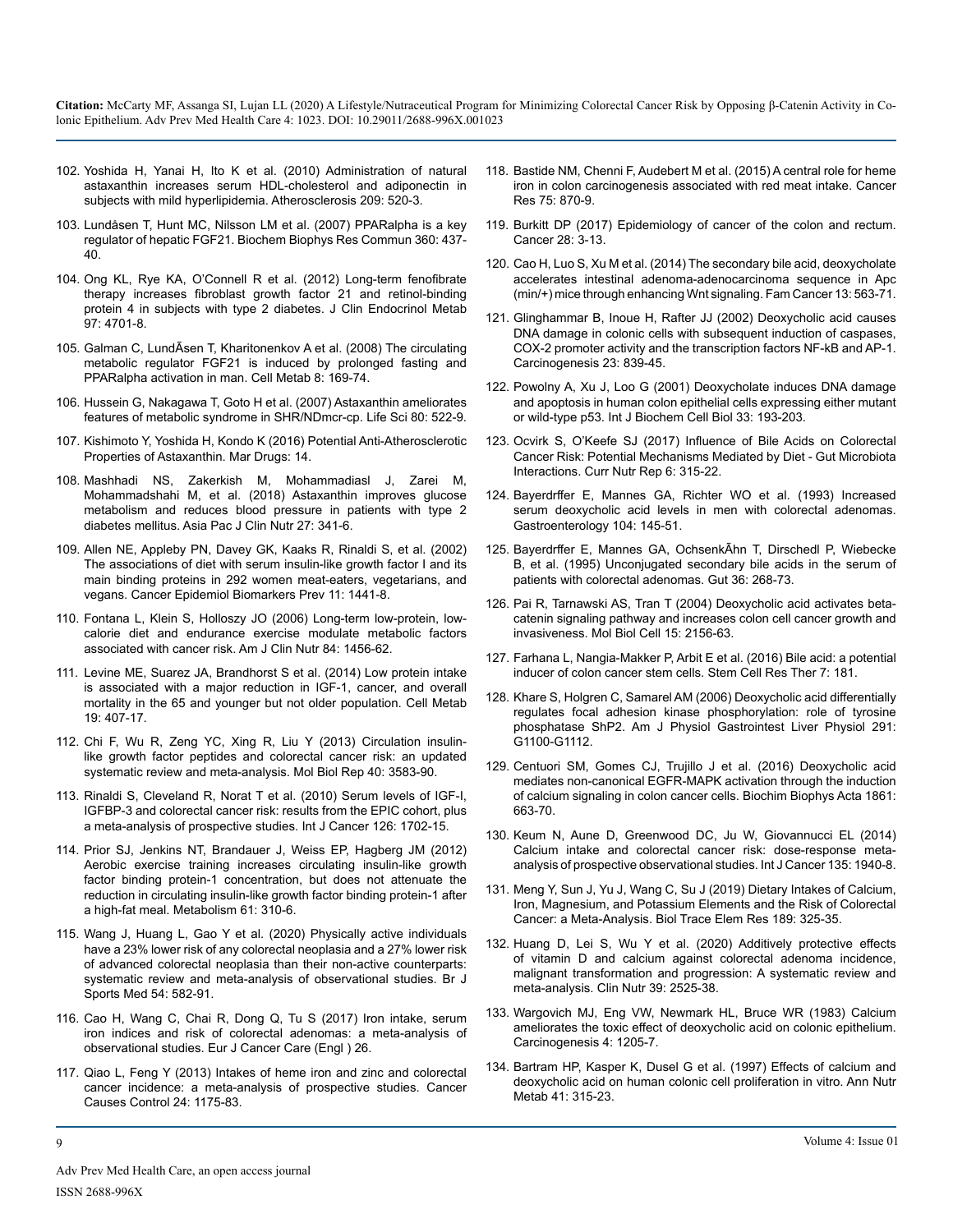102. Yoshida H, Yanai H, Ito K et al. (2010) Administration of natural astaxanthin increases serum HDL-cholesterol and adiponectin in subjects with mild hyperlipidemia. Atherosclerosis 209: 520-3.

103. Lundåsen T, Hunt MC, Nilsson LM et al. (2007) PPARalpha is a key regulator of hepatic FGF21. Biochem Biophys Res Commun 360: 437-40.

104. Ong KL, Rye KA, O'Connell R et al. (2012) Long-term fenofibrate therapy increases fibroblast growth factor 21 and retinol-binding protein 4 in subjects with type 2 diabetes. J Clin Endocrinol Metab 97: 4701-8.

105. Galman C, LundÃsen T, Kharitonenkov A et al. (2008) The circulating metabolic regulator FGF21 is induced by prolonged fasting and PPARalpha activation in man. Cell Metab 8: 169-74.

106. Hussein G, Nakagawa T, Goto H et al. (2007) Astaxanthin ameliorates features of metabolic syndrome in SHR/NDmcr-cp. Life Sci 80: 522-9.

107. Kishimoto Y, Yoshida H, Kondo K (2016) Potential Anti-Atherosclerotic Properties of Astaxanthin. Mar Drugs: 14.

108. Mashhadi NS, Zakerkish M, Mohammadiasl J, Zarei M, Mohammadshahi M, et al. (2018) Astaxanthin improves glucose metabolism and reduces blood pressure in patients with type 2 diabetes mellitus. Asia Pac J Clin Nutr 27: 341-6.

109. Allen NE, Appleby PN, Davey GK, Kaaks R, Rinaldi S, et al. (2002) The associations of diet with serum insulin-like growth factor I and its main binding proteins in 292 women meat-eaters, vegetarians, and vegans. Cancer Epidemiol Biomarkers Prev 11: 1441-8.

110. Fontana L, Klein S, Holloszy JO (2006) Long-term low-protein, low-calorie diet and endurance exercise modulate metabolic factors associated with cancer risk. Am J Clin Nutr 84: 1456-62.

111. Levine ME, Suarez JA, Brandhorst S et al. (2014) Low protein intake is associated with a major reduction in IGF-1, cancer, and overall mortality in the 65 and younger but not older population. Cell Metab 19: 407-17.

112. Chi F, Wu R, Zeng YC, Xing R, Liu Y (2013) Circulation insulin-like growth factor peptides and colorectal cancer risk: an updated systematic review and meta-analysis. Mol Biol Rep 40: 3583-90.

113. Rinaldi S, Cleveland R, Norat T et al. (2010) Serum levels of IGF-I, IGFBP-3 and colorectal cancer risk: results from the EPIC cohort, plus a meta-analysis of prospective studies. Int J Cancer 126: 1702-15.

114. Prior SJ, Jenkins NT, Brandauer J, Weiss EP, Hagberg JM (2012) Aerobic exercise training increases circulating insulin-like growth factor binding protein-1 concentration, but does not attenuate the reduction in circulating insulin-like growth factor binding protein-1 after a high-fat meal. Metabolism 61: 310-6.

115. Wang J, Huang L, Gao Y et al. (2020) Physically active individuals have a 23% lower risk of any colorectal neoplasia and a 27% lower risk of advanced colorectal neoplasia than their non-active counterparts: systematic review and meta-analysis of observational studies. Br J Sports Med 54: 582-91.

116. Cao H, Wang C, Chai R, Dong Q, Tu S (2017) Iron intake, serum iron indices and risk of colorectal adenomas: a meta-analysis of observational studies. Eur J Cancer Care (Engl ) 26.

117. Qiao L, Feng Y (2013) Intakes of heme iron and zinc and colorectal cancer incidence: a meta-analysis of prospective studies. Cancer Causes Control 24: 1175-83.

118. Bastide NM, Chenni F, Audebert M et al. (2015) A central role for heme iron in colon carcinogenesis associated with red meat intake. Cancer Res 75: 870-9.

119. Burkitt DP (2017) Epidemiology of cancer of the colon and rectum. Cancer 28: 3-13.

120. Cao H, Luo S, Xu M et al. (2014) The secondary bile acid, deoxycholate accelerates intestinal adenoma-adenocarcinoma sequence in Apc (min/+) mice through enhancing Wnt signaling. Fam Cancer 13: 563-71.

121. Glinghammar B, Inoue H, Rafter JJ (2002) Deoxycholic acid causes DNA damage in colonic cells with subsequent induction of caspases, COX-2 promoter activity and the transcription factors NF-kB and AP-1. Carcinogenesis 23: 839-45.

122. Powolny A, Xu J, Loo G (2001) Deoxycholate induces DNA damage and apoptosis in human colon epithelial cells expressing either mutant or wild-type p53. Int J Biochem Cell Biol 33: 193-203.

123. Ocvirk S, O'Keefe SJ (2017) Influence of Bile Acids on Colorectal Cancer Risk: Potential Mechanisms Mediated by Diet - Gut Microbiota Interactions. Curr Nutr Rep 6: 315-22.

124. Bayerdrffer E, Mannes GA, Richter WO et al. (1993) Increased serum deoxycholic acid levels in men with colorectal adenomas. Gastroenterology 104: 145-51.

125. Bayerdrffer E, Mannes GA, OchsenkÃhn T, Dirschedl P, Wiebecke B, et al. (1995) Unconjugated secondary bile acids in the serum of patients with colorectal adenomas. Gut 36: 268-73.

126. Pai R, Tarnawski AS, Tran T (2004) Deoxycholic acid activates beta-catenin signaling pathway and increases colon cell cancer growth and invasiveness. Mol Biol Cell 15: 2156-63.

127. Farhana L, Nangia-Makker P, Arbit E et al. (2016) Bile acid: a potential inducer of colon cancer stem cells. Stem Cell Res Ther 7: 181.

128. Khare S, Holgren C, Samarel AM (2006) Deoxycholic acid differentially regulates focal adhesion kinase phosphorylation: role of tyrosine phosphatase ShP2. Am J Physiol Gastrointest Liver Physiol 291: G1100-G1112.

129. Centuori SM, Gomes CJ, Trujillo J et al. (2016) Deoxycholic acid mediates non-canonical EGFR-MAPK activation through the induction of calcium signaling in colon cancer cells. Biochim Biophys Acta 1861: 663-70.

130. Keum N, Aune D, Greenwood DC, Ju W, Giovannucci EL (2014) Calcium intake and colorectal cancer risk: dose-response meta-analysis of prospective observational studies. Int J Cancer 135: 1940-8.

131. Meng Y, Sun J, Yu J, Wang C, Su J (2019) Dietary Intakes of Calcium, Iron, Magnesium, and Potassium Elements and the Risk of Colorectal Cancer: a Meta-Analysis. Biol Trace Elem Res 189: 325-35.

132. Huang D, Lei S, Wu Y et al. (2020) Additively protective effects of vitamin D and calcium against colorectal adenoma incidence, malignant transformation and progression: A systematic review and meta-analysis. Clin Nutr 39: 2525-38.

133. Wargovich MJ, Eng VW, Newmark HL, Bruce WR (1983) Calcium ameliorates the toxic effect of deoxycholic acid on colonic epithelium. Carcinogenesis 4: 1205-7.

134. Bartram HP, Kasper K, Dusel G et al. (1997) Effects of calcium and deoxycholic acid on human colonic cell proliferation in vitro. Ann Nutr Metab 41: 315-23.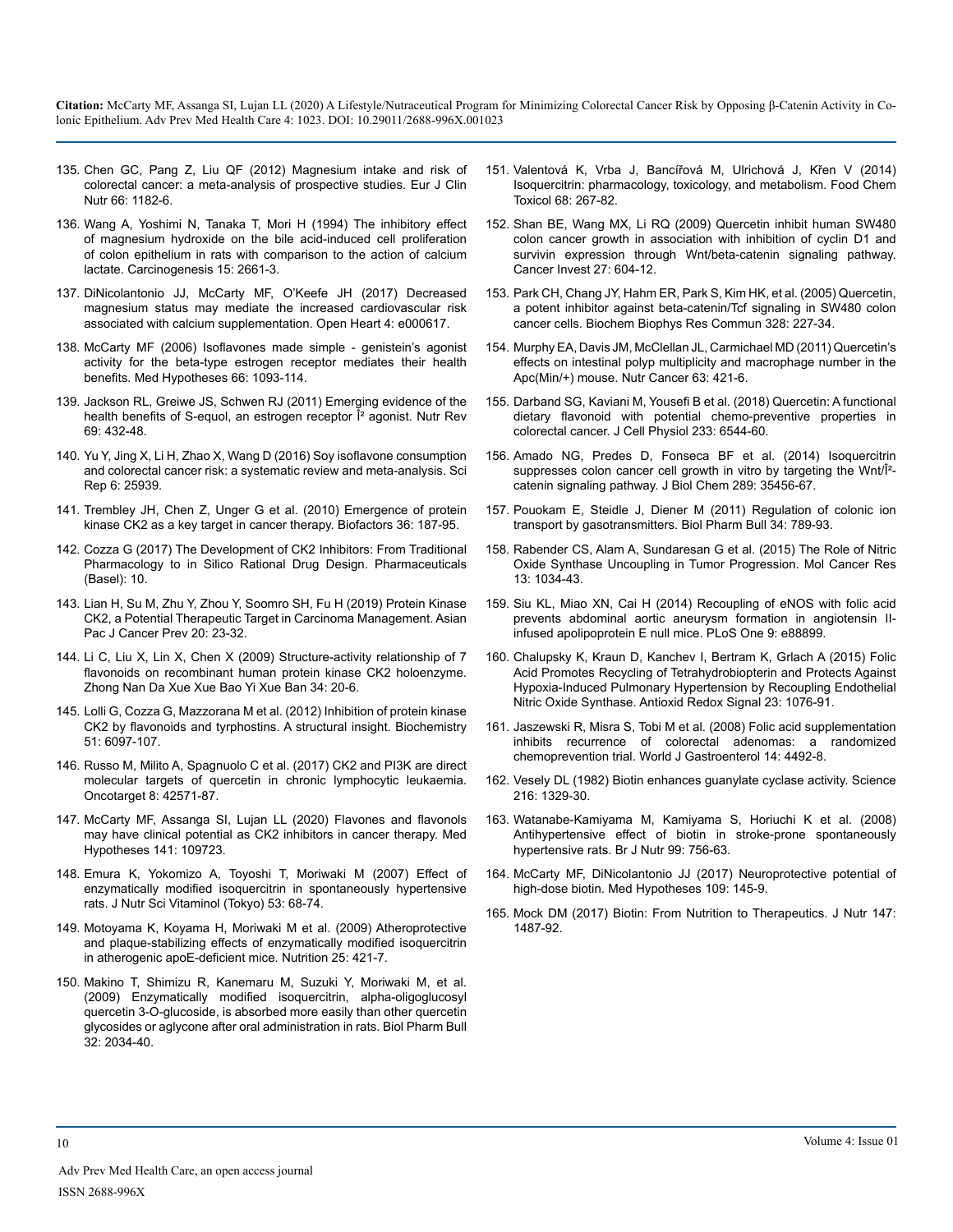135. Chen GC, Pang Z, Liu QF (2012) Magnesium intake and risk of colorectal cancer: a meta-analysis of prospective studies. Eur J Clin Nutr 66: 1182-6.

136. Wang A, Yoshimi N, Tanaka T, Mori H (1994) The inhibitory effect of magnesium hydroxide on the bile acid-induced cell proliferation of colon epithelium in rats with comparison to the action of calcium lactate. Carcinogenesis 15: 2661-3.

137. DiNicolantonio JJ, McCarty MF, O'Keefe JH (2017) Decreased magnesium status may mediate the increased cardiovascular risk associated with calcium supplementation. Open Heart 4: e000617.

138. McCarty MF (2006) Isoflavones made simple - genistein's agonist activity for the beta-type estrogen receptor mediates their health benefits. Med Hypotheses 66: 1093-114.

139. Jackson RL, Greiwe JS, Schwen RJ (2011) Emerging evidence of the health benefits of S-equol, an estrogen receptor Î² agonist. Nutr Rev 69: 432-48.

140. Yu Y, Jing X, Li H, Zhao X, Wang D (2016) Soy isoflavone consumption and colorectal cancer risk: a systematic review and meta-analysis. Sci Rep 6: 25939.

141. Trembley JH, Chen Z, Unger G et al. (2010) Emergence of protein kinase CK2 as a key target in cancer therapy. Biofactors 36: 187-95.

142. Cozza G (2017) The Development of CK2 Inhibitors: From Traditional Pharmacology to in Silico Rational Drug Design. Pharmaceuticals (Basel): 10.

143. Lian H, Su M, Zhu Y, Zhou Y, Soomro SH, Fu H (2019) Protein Kinase CK2, a Potential Therapeutic Target in Carcinoma Management. Asian Pac J Cancer Prev 20: 23-32.

144. Li C, Liu X, Lin X, Chen X (2009) Structure-activity relationship of 7 flavonoids on recombinant human protein kinase CK2 holoenzyme. Zhong Nan Da Xue Xue Bao Yi Xue Ban 34: 20-6.

145. Lolli G, Cozza G, Mazzorana M et al. (2012) Inhibition of protein kinase CK2 by flavonoids and tyrphostins. A structural insight. Biochemistry 51: 6097-107.

146. Russo M, Milito A, Spagnuolo C et al. (2017) CK2 and PI3K are direct molecular targets of quercetin in chronic lymphocytic leukaemia. Oncotarget 8: 42571-87.

147. McCarty MF, Assanga SI, Lujan LL (2020) Flavones and flavonols may have clinical potential as CK2 inhibitors in cancer therapy. Med Hypotheses 141: 109723.

148. Emura K, Yokomizo A, Toyoshi T, Moriwaki M (2007) Effect of enzymatically modified isoquercitrin in spontaneously hypertensive rats. J Nutr Sci Vitaminol (Tokyo) 53: 68-74.

149. Motoyama K, Koyama H, Moriwaki M et al. (2009) Atheroprotective and plaque-stabilizing effects of enzymatically modified isoquercitrin in atherogenic apoE-deficient mice. Nutrition 25: 421-7.

150. Makino T, Shimizu R, Kanemaru M, Suzuki Y, Moriwaki M, et al. (2009) Enzymatically modified isoquercitrin, alpha-oligoglucosyl quercetin 3-O-glucoside, is absorbed more easily than other quercetin glycosides or aglycone after oral administration in rats. Biol Pharm Bull 32: 2034-40.

151. Valentová K, Vrba J, Bancířová M, Ulrichová J, Křen V (2014) Isoquercitrin: pharmacology, toxicology, and metabolism. Food Chem Toxicol 68: 267-82.

152. Shan BE, Wang MX, Li RQ (2009) Quercetin inhibit human SW480 colon cancer growth in association with inhibition of cyclin D1 and survivin expression through Wnt/beta-catenin signaling pathway. Cancer Invest 27: 604-12.

153. Park CH, Chang JY, Hahm ER, Park S, Kim HK, et al. (2005) Quercetin, a potent inhibitor against beta-catenin/Tcf signaling in SW480 colon cancer cells. Biochem Biophys Res Commun 328: 227-34.

154. Murphy EA, Davis JM, McClellan JL, Carmichael MD (2011) Quercetin's effects on intestinal polyp multiplicity and macrophage number in the Apc(Min/+) mouse. Nutr Cancer 63: 421-6.

155. Darband SG, Kaviani M, Yousefi B et al. (2018) Quercetin: A functional dietary flavonoid with potential chemo-preventive properties in colorectal cancer. J Cell Physiol 233: 6544-60.

156. Amado NG, Predes D, Fonseca BF et al. (2014) Isoquercitrin suppresses colon cancer cell growth in vitro by targeting the Wnt/Î²-catenin signaling pathway. J Biol Chem 289: 35456-67.

157. Pouokam E, Steidle J, Diener M (2011) Regulation of colonic ion transport by gasotransmitters. Biol Pharm Bull 34: 789-93.

158. Rabender CS, Alam A, Sundaresan G et al. (2015) The Role of Nitric Oxide Synthase Uncoupling in Tumor Progression. Mol Cancer Res 13: 1034-43.

159. Siu KL, Miao XN, Cai H (2014) Recoupling of eNOS with folic acid prevents abdominal aortic aneurysm formation in angiotensin II-infused apolipoprotein E null mice. PLoS One 9: e88899.

160. Chalupsky K, Kraun D, Kanchev I, Bertram K, Grlach A (2015) Folic Acid Promotes Recycling of Tetrahydrobiopterin and Protects Against Hypoxia-Induced Pulmonary Hypertension by Recoupling Endothelial Nitric Oxide Synthase. Antioxid Redox Signal 23: 1076-91.

161. Jaszewski R, Misra S, Tobi M et al. (2008) Folic acid supplementation inhibits recurrence of colorectal adenomas: a randomized chemoprevention trial. World J Gastroenterol 14: 4492-8.

162. Vesely DL (1982) Biotin enhances guanylate cyclase activity. Science 216: 1329-30.

163. Watanabe-Kamiyama M, Kamiyama S, Horiuchi K et al. (2008) Antihypertensive effect of biotin in stroke-prone spontaneously hypertensive rats. Br J Nutr 99: 756-63.

164. McCarty MF, DiNicolantonio JJ (2017) Neuroprotective potential of high-dose biotin. Med Hypotheses 109: 145-9.

165. Mock DM (2017) Biotin: From Nutrition to Therapeutics. J Nutr 147: 1487-92.